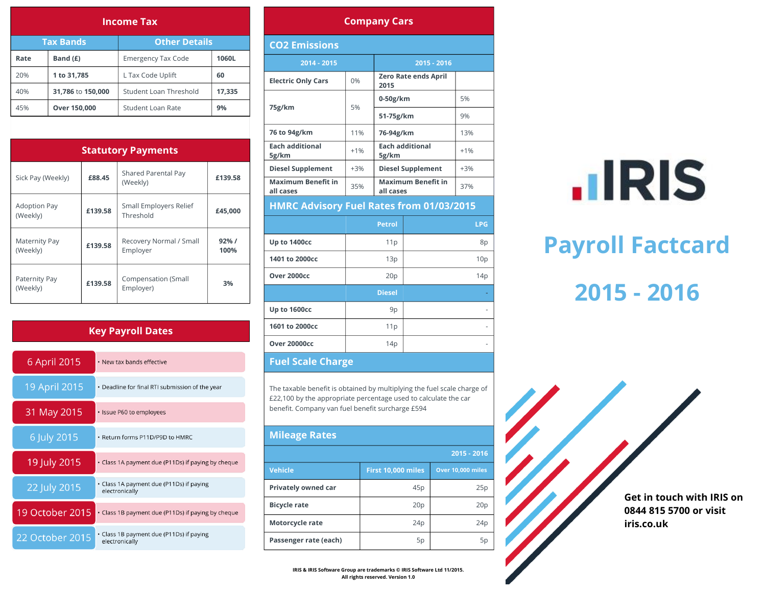# Payroll Factcard

## 2015 - 2016

## Income Tax

| Tax Bands | | Other Details | |
|---|---|---|---|
| **Rate** | **Band (£)** | Emergency Tax Code | **1060L** |
| 20% | **1 to 31,785** | L Tax Code Uplift | **60** |
| 40% | **31,786** to **150,000** | Student Loan Threshold | **17,335** |
| 45% | **Over 150,000** | Student Loan Rate | **9%** |

## Statutory Payments

| | | | |
|---|---|---|---|
| Sick Pay (Weekly) | **£88.45** | Shared Parental Pay (Weekly) | **£139.58** |
| Adoption Pay (Weekly) | **£139.58** | Small Employers Relief Threshold | **£45,000** |
| Maternity Pay (Weekly) | **£139.58** | Recovery Normal / Small Employer | **92% / 100%** |
| Paternity Pay (Weekly) | **£139.58** | Compensation (Small Employer) | **3%** |

## Key Payroll Dates

| Date | |
|---|---|
| 6 April 2015 | • New tax bands effective |
| 19 April 2015 | • Deadline for final RTI submission of the year |
| 31 May 2015 | • Issue P60 to employees |
| 6 July 2015 | • Return forms P11D/P9D to HMRC |
| 19 July 2015 | • Class 1A payment due (P11Ds) if paying by cheque |
| 22 July 2015 | • Class 1A payment due (P11Ds) if paying electronically |
| 19 October 2015 | • Class 1B payment due (P11Ds) if paying by cheque |
| 22 October 2015 | • Class 1B payment due (P11Ds) if paying electronically |

## Company Cars

### CO2 Emissions

| 2014 - 2015 | | 2015 - 2016 | |
|---|---|---|---|
| **Electric Only Cars** | 0% | **Zero Rate ends April 2015** | |
| **75g/km** | 5% | **0-50g/km** | 5% |
| | | **51-75g/km** | 9% |
| **76 to 94g/km** | 11% | **76-94g/km** | 13% |
| **Each additional 5g/km** | +1% | **Each additional 5g/km** | +1% |
| **Diesel Supplement** | +3% | **Diesel Supplement** | +3% |
| **Maximum Benefit in all cases** | 35% | **Maximum Benefit in all cases** | 37% |

### HMRC Advisory Fuel Rates from 01/03/2015

| | Petrol | LPG |
|---|---|---|
| **Up to 1400cc** | 11p | 8p |
| **1401 to 2000cc** | 13p | 10p |
| **Over 2000cc** | 20p | 14p |
| | **Diesel** | - |
| **Up to 1600cc** | 9p | - |
| **1601 to 2000cc** | 11p | - |
| **Over 20000cc** | 14p | - |

### Fuel Scale Charge

The taxable benefit is obtained by multiplying the fuel scale charge of £22,100 by the appropriate percentage used to calculate the car benefit. Company van fuel benefit surcharge £594

### Mileage Rates

| | 2015 - 2016 | |
|---|---|---|
| **Vehicle** | **First 10,000 miles** | **Over 10,000 miles** |
| **Privately owned car** | 45p | 25p |
| **Bicycle rate** | 20p | 20p |
| **Motorcycle rate** | 24p | 24p |
| **Passenger rate (each)** | 5p | 5p |

**Get in touch with IRIS on 0844 815 5700 or visit iris.co.uk**

IRIS & IRIS Software Group are trademarks © IRIS Software Ltd 11/2015. All rights reserved. Version 1.0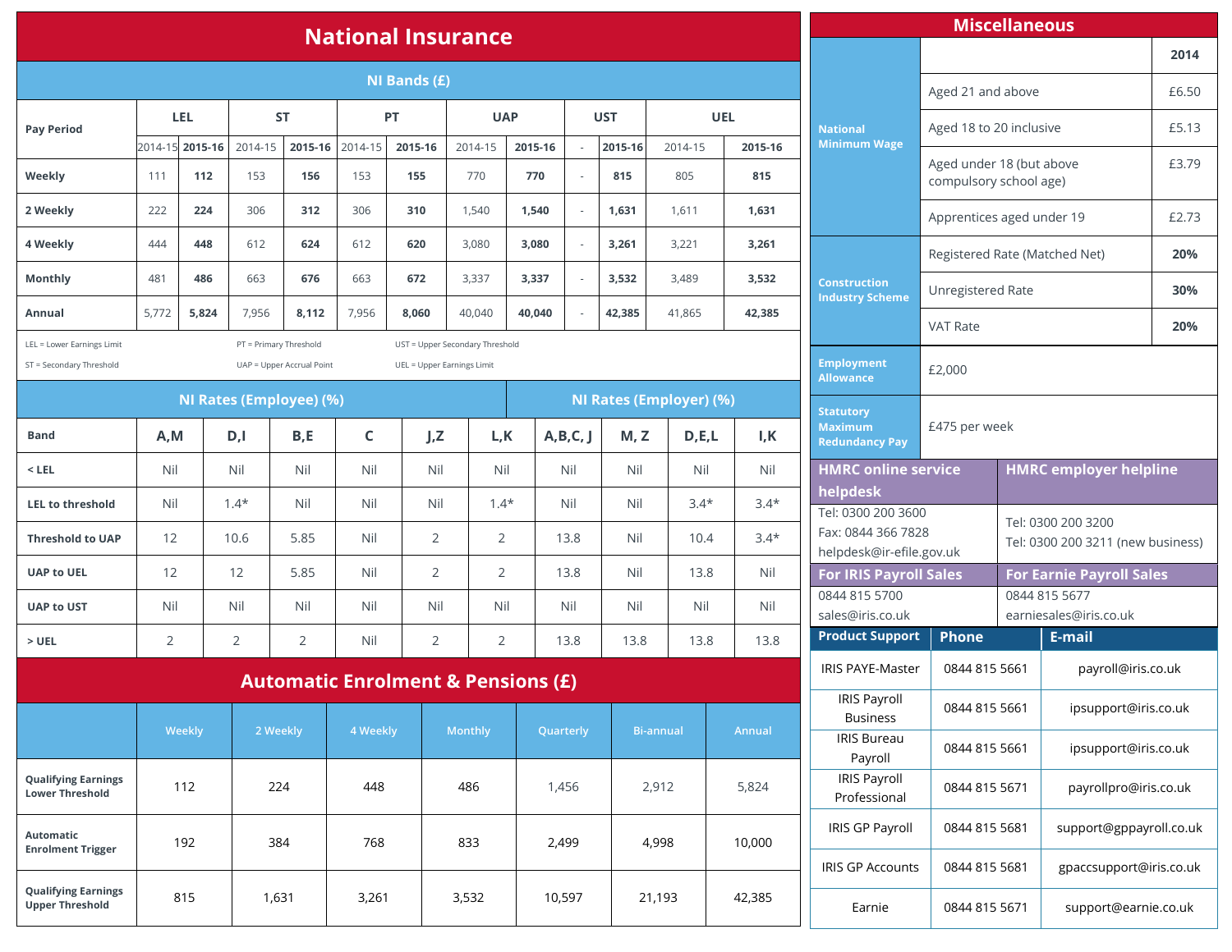# National Insurance

## NI Bands (£)

| Pay Period | LEL | | ST | | PT | | UAP | | UST | | UEL | |
|---|---|---|---|---|---|---|---|---|---|---|---|---|
| | 2014-15 | **2015-16** | 2014-15 | **2015-16** | 2014-15 | **2015-16** | 2014-15 | **2015-16** | - | **2015-16** | 2014-15 | **2015-16** |
| **Weekly** | 111 | **112** | 153 | **156** | 153 | **155** | 770 | **770** | - | **815** | 805 | **815** |
| **2 Weekly** | 222 | **224** | 306 | **312** | 306 | **310** | 1,540 | **1,540** | - | **1,631** | 1,611 | **1,631** |
| **4 Weekly** | 444 | **448** | 612 | **624** | 612 | **620** | 3,080 | **3,080** | - | **3,261** | 3,221 | **3,261** |
| **Monthly** | 481 | **486** | 663 | **676** | 663 | **672** | 3,337 | **3,337** | - | **3,532** | 3,489 | **3,532** |
| **Annual** | 5,772 | **5,824** | 7,956 | **8,112** | 7,956 | **8,060** | 40,040 | **40,040** | - | **42,385** | 41,865 | **42,385** |

LEL = Lower Earnings Limit
ST = Secondary Threshold
PT = Primary Threshold
UAP = Upper Accrual Point
UST = Upper Secondary Threshold
UEL = Upper Earnings Limit

## NI Rates (Employee) (%) / NI Rates (Employer) (%)

| Band | A,M | D,I | B,E | C | J,Z | L,K | A,B,C, J | M, Z | D,E,L | I,K |
|---|---|---|---|---|---|---|---|---|---|---|
| **< LEL** | Nil | Nil | Nil | Nil | Nil | Nil | Nil | Nil | Nil | Nil |
| **LEL to threshold** | Nil | 1.4* | Nil | Nil | Nil | 1.4* | Nil | Nil | 3.4* | 3.4* |
| **Threshold to UAP** | 12 | 10.6 | 5.85 | Nil | 2 | 2 | 13.8 | Nil | 10.4 | 3.4* |
| **UAP to UEL** | 12 | 12 | 5.85 | Nil | 2 | 2 | 13.8 | Nil | 13.8 | Nil |
| **UAP to UST** | Nil | Nil | Nil | Nil | Nil | Nil | Nil | Nil | Nil | Nil |
| **> UEL** | 2 | 2 | 2 | Nil | 2 | 2 | 13.8 | 13.8 | 13.8 | 13.8 |

(Columns A,M to L,K: NI Rates (Employee); columns A,B,C, J to I,K: NI Rates (Employer))

# Automatic Enrolment & Pensions (£)

| | Weekly | 2 Weekly | 4 Weekly | Monthly | Quarterly | Bi-annual | Annual |
|---|---|---|---|---|---|---|---|
| **Qualifying Earnings Lower Threshold** | 112 | 224 | 448 | 486 | 1,456 | 2,912 | 5,824 |
| **Automatic Enrolment Trigger** | 192 | 384 | 768 | 833 | 2,499 | 4,998 | 10,000 |
| **Qualifying Earnings Upper Threshold** | 815 | 1,631 | 3,261 | 3,532 | 10,597 | 21,193 | 42,385 |

# Miscellaneous

| | | **2014** |
|---|---|---|
| **National Minimum Wage** | Aged 21 and above | £6.50 |
| | Aged 18 to 20 inclusive | £5.13 |
| | Aged under 18 (but above compulsory school age) | £3.79 |
| | Apprentices aged under 19 | £2.73 |
| **Construction Industry Scheme** | Registered Rate (Matched Net) | **20%** |
| | Unregistered Rate | **30%** |
| | VAT Rate | **20%** |
| **Employment Allowance** | £2,000 | |
| **Statutory Maximum Redundancy Pay** | £475 per week | |

**HMRC online service helpdesk**
Tel: 0300 200 3600
Fax: 0844 366 7828
helpdesk@ir-efile.gov.uk

**HMRC employer helpline**
Tel: 0300 200 3200
Tel: 0300 200 3211 (new business)

**For IRIS Payroll Sales**
0844 815 5700
sales@iris.co.uk

**For Earnie Payroll Sales**
0844 815 5677
earniesales@iris.co.uk

| Product Support | Phone | E-mail |
|---|---|---|
| IRIS PAYE-Master | 0844 815 5661 | payroll@iris.co.uk |
| IRIS Payroll Business | 0844 815 5661 | ipsupport@iris.co.uk |
| IRIS Bureau Payroll | 0844 815 5661 | ipsupport@iris.co.uk |
| IRIS Payroll Professional | 0844 815 5671 | payrollpro@iris.co.uk |
| IRIS GP Payroll | 0844 815 5681 | support@gppayroll.co.uk |
| IRIS GP Accounts | 0844 815 5681 | gpaccsupport@iris.co.uk |
| Earnie | 0844 815 5671 | support@earnie.co.uk |